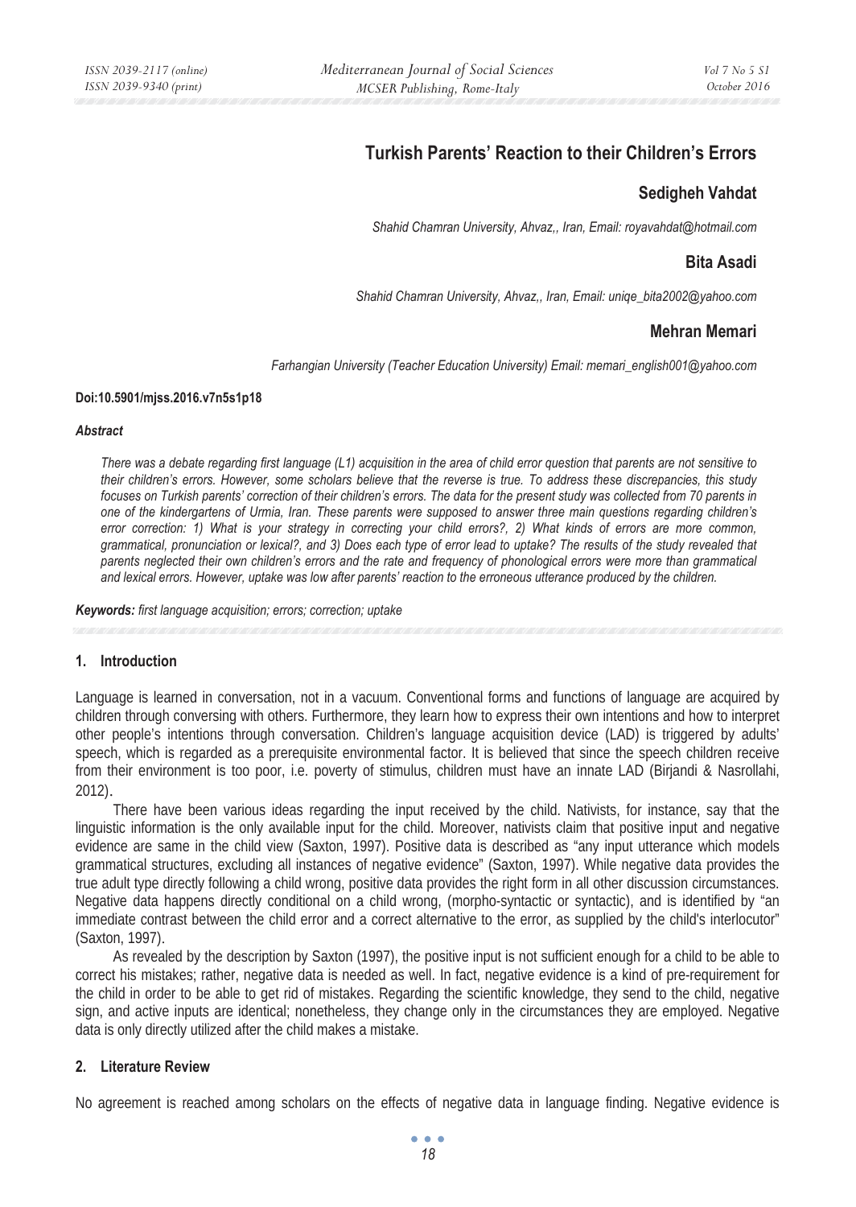# Turkish Parents' Reaction to their Children's Errors

**Sedigheh Vahdat**

*Shahid Chamran University, Ahvaz,, Iran, Email: royavahdat@hotmail.com*

**Bita Asadi**

*Shahid Chamran University, Ahvaz,, Iran, Email: uniqe_bita2002@yahoo.com*

**Mehran Memari**

*Farhangian University (Teacher Education University) Email: memari_english001@yahoo.com*

**Doi:10.5901/mjss.2016.v7n5s1p18**

***Abstract***

*There was a debate regarding first language (L1) acquisition in the area of child error question that parents are not sensitive to their children's errors. However, some scholars believe that the reverse is true. To address these discrepancies, this study focuses on Turkish parents' correction of their children's errors. The data for the present study was collected from 70 parents in one of the kindergartens of Urmia, Iran. These parents were supposed to answer three main questions regarding children's error correction: 1) What is your strategy in correcting your child errors?, 2) What kinds of errors are more common, grammatical, pronunciation or lexical?, and 3) Does each type of error lead to uptake? The results of the study revealed that parents neglected their own children's errors and the rate and frequency of phonological errors were more than grammatical and lexical errors. However, uptake was low after parents' reaction to the erroneous utterance produced by the children.*

***Keywords:*** *first language acquisition; errors; correction; uptake*

## 1. Introduction

Language is learned in conversation, not in a vacuum. Conventional forms and functions of language are acquired by children through conversing with others. Furthermore, they learn how to express their own intentions and how to interpret other people's intentions through conversation. Children's language acquisition device (LAD) is triggered by adults' speech, which is regarded as a prerequisite environmental factor. It is believed that since the speech children receive from their environment is too poor, i.e. poverty of stimulus, children must have an innate LAD (Birjandi & Nasrollahi, 2012).

There have been various ideas regarding the input received by the child. Nativists, for instance, say that the linguistic information is the only available input for the child. Moreover, nativists claim that positive input and negative evidence are same in the child view (Saxton, 1997). Positive data is described as "any input utterance which models grammatical structures, excluding all instances of negative evidence" (Saxton, 1997). While negative data provides the true adult type directly following a child wrong, positive data provides the right form in all other discussion circumstances. Negative data happens directly conditional on a child wrong, (morpho-syntactic or syntactic), and is identified by "an immediate contrast between the child error and a correct alternative to the error, as supplied by the child's interlocutor" (Saxton, 1997).

As revealed by the description by Saxton (1997), the positive input is not sufficient enough for a child to be able to correct his mistakes; rather, negative data is needed as well. In fact, negative evidence is a kind of pre-requirement for the child in order to be able to get rid of mistakes. Regarding the scientific knowledge, they send to the child, negative sign, and active inputs are identical; nonetheless, they change only in the circumstances they are employed. Negative data is only directly utilized after the child makes a mistake.

## 2. Literature Review

No agreement is reached among scholars on the effects of negative data in language finding. Negative evidence is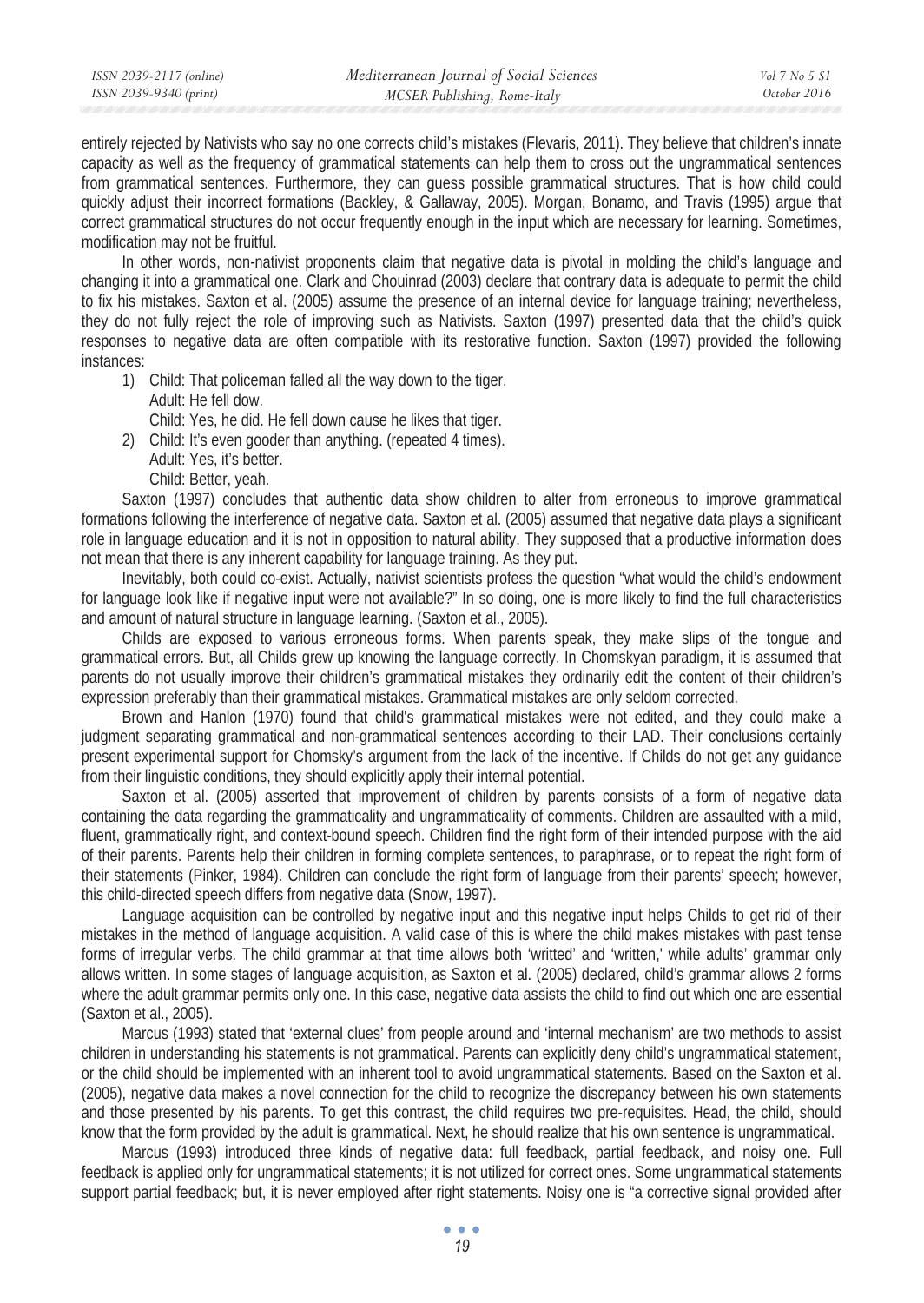entirely rejected by Nativists who say no one corrects child's mistakes (Flevaris, 2011). They believe that children's innate capacity as well as the frequency of grammatical statements can help them to cross out the ungrammatical sentences from grammatical sentences. Furthermore, they can guess possible grammatical structures. That is how child could quickly adjust their incorrect formations (Backley, & Gallaway, 2005). Morgan, Bonamo, and Travis (1995) argue that correct grammatical structures do not occur frequently enough in the input which are necessary for learning. Sometimes, modification may not be fruitful.

In other words, non-nativist proponents claim that negative data is pivotal in molding the child's language and changing it into a grammatical one. Clark and Chouinrad (2003) declare that contrary data is adequate to permit the child to fix his mistakes. Saxton et al. (2005) assume the presence of an internal device for language training; nevertheless, they do not fully reject the role of improving such as Nativists. Saxton (1997) presented data that the child's quick responses to negative data are often compatible with its restorative function. Saxton (1997) provided the following instances:

1) Child: That policeman falled all the way down to the tiger.
   Adult: He fell dow.
   Child: Yes, he did. He fell down cause he likes that tiger.
2) Child: It's even gooder than anything. (repeated 4 times).
   Adult: Yes, it's better.
   Child: Better, yeah.

Saxton (1997) concludes that authentic data show children to alter from erroneous to improve grammatical formations following the interference of negative data. Saxton et al. (2005) assumed that negative data plays a significant role in language education and it is not in opposition to natural ability. They supposed that a productive information does not mean that there is any inherent capability for language training. As they put.

Inevitably, both could co-exist. Actually, nativist scientists profess the question "what would the child's endowment for language look like if negative input were not available?" In so doing, one is more likely to find the full characteristics and amount of natural structure in language learning. (Saxton et al., 2005).

Childs are exposed to various erroneous forms. When parents speak, they make slips of the tongue and grammatical errors. But, all Childs grew up knowing the language correctly. In Chomskyan paradigm, it is assumed that parents do not usually improve their children's grammatical mistakes they ordinarily edit the content of their children's expression preferably than their grammatical mistakes. Grammatical mistakes are only seldom corrected.

Brown and Hanlon (1970) found that child's grammatical mistakes were not edited, and they could make a judgment separating grammatical and non-grammatical sentences according to their LAD. Their conclusions certainly present experimental support for Chomsky's argument from the lack of the incentive. If Childs do not get any guidance from their linguistic conditions, they should explicitly apply their internal potential.

Saxton et al. (2005) asserted that improvement of children by parents consists of a form of negative data containing the data regarding the grammaticality and ungrammaticality of comments. Children are assaulted with a mild, fluent, grammatically right, and context-bound speech. Children find the right form of their intended purpose with the aid of their parents. Parents help their children in forming complete sentences, to paraphrase, or to repeat the right form of their statements (Pinker, 1984). Children can conclude the right form of language from their parents' speech; however, this child-directed speech differs from negative data (Snow, 1997).

Language acquisition can be controlled by negative input and this negative input helps Childs to get rid of their mistakes in the method of language acquisition. A valid case of this is where the child makes mistakes with past tense forms of irregular verbs. The child grammar at that time allows both 'writted' and 'written,' while adults' grammar only allows written. In some stages of language acquisition, as Saxton et al. (2005) declared, child's grammar allows 2 forms where the adult grammar permits only one. In this case, negative data assists the child to find out which one are essential (Saxton et al., 2005).

Marcus (1993) stated that 'external clues' from people around and 'internal mechanism' are two methods to assist children in understanding his statements is not grammatical. Parents can explicitly deny child's ungrammatical statement, or the child should be implemented with an inherent tool to avoid ungrammatical statements. Based on the Saxton et al. (2005), negative data makes a novel connection for the child to recognize the discrepancy between his own statements and those presented by his parents. To get this contrast, the child requires two pre-requisites. Head, the child, should know that the form provided by the adult is grammatical. Next, he should realize that his own sentence is ungrammatical.

Marcus (1993) introduced three kinds of negative data: full feedback, partial feedback, and noisy one. Full feedback is applied only for ungrammatical statements; it is not utilized for correct ones. Some ungrammatical statements support partial feedback; but, it is never employed after right statements. Noisy one is "a corrective signal provided after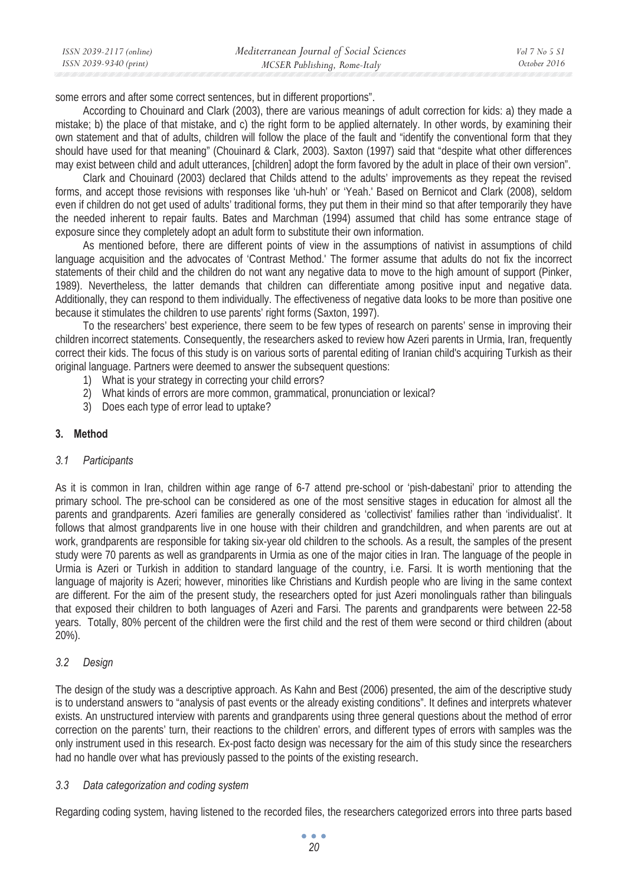some errors and after some correct sentences, but in different proportions".

According to Chouinard and Clark (2003), there are various meanings of adult correction for kids: a) they made a mistake; b) the place of that mistake, and c) the right form to be applied alternately. In other words, by examining their own statement and that of adults, children will follow the place of the fault and "identify the conventional form that they should have used for that meaning" (Chouinard & Clark, 2003). Saxton (1997) said that "despite what other differences may exist between child and adult utterances, [children] adopt the form favored by the adult in place of their own version".

Clark and Chouinard (2003) declared that Childs attend to the adults' improvements as they repeat the revised forms, and accept those revisions with responses like 'uh-huh' or 'Yeah.' Based on Bernicot and Clark (2008), seldom even if children do not get used of adults' traditional forms, they put them in their mind so that after temporarily they have the needed inherent to repair faults. Bates and Marchman (1994) assumed that child has some entrance stage of exposure since they completely adopt an adult form to substitute their own information.

As mentioned before, there are different points of view in the assumptions of nativist in assumptions of child language acquisition and the advocates of 'Contrast Method.' The former assume that adults do not fix the incorrect statements of their child and the children do not want any negative data to move to the high amount of support (Pinker, 1989). Nevertheless, the latter demands that children can differentiate among positive input and negative data. Additionally, they can respond to them individually. The effectiveness of negative data looks to be more than positive one because it stimulates the children to use parents' right forms (Saxton, 1997).

To the researchers' best experience, there seem to be few types of research on parents' sense in improving their children incorrect statements. Consequently, the researchers asked to review how Azeri parents in Urmia, Iran, frequently correct their kids. The focus of this study is on various sorts of parental editing of Iranian child's acquiring Turkish as their original language. Partners were deemed to answer the subsequent questions:

1) What is your strategy in correcting your child errors?
2) What kinds of errors are more common, grammatical, pronunciation or lexical?
3) Does each type of error lead to uptake?

## 3. Method

### *3.1 Participants*

As it is common in Iran, children within age range of 6-7 attend pre-school or 'pish-dabestani' prior to attending the primary school. The pre-school can be considered as one of the most sensitive stages in education for almost all the parents and grandparents. Azeri families are generally considered as 'collectivist' families rather than 'individualist'. It follows that almost grandparents live in one house with their children and grandchildren, and when parents are out at work, grandparents are responsible for taking six-year old children to the schools. As a result, the samples of the present study were 70 parents as well as grandparents in Urmia as one of the major cities in Iran. The language of the people in Urmia is Azeri or Turkish in addition to standard language of the country, i.e. Farsi. It is worth mentioning that the language of majority is Azeri; however, minorities like Christians and Kurdish people who are living in the same context are different. For the aim of the present study, the researchers opted for just Azeri monolinguals rather than bilinguals that exposed their children to both languages of Azeri and Farsi. The parents and grandparents were between 22-58 years. Totally, 80% percent of the children were the first child and the rest of them were second or third children (about 20%).

### *3.2 Design*

The design of the study was a descriptive approach. As Kahn and Best (2006) presented, the aim of the descriptive study is to understand answers to "analysis of past events or the already existing conditions". It defines and interprets whatever exists. An unstructured interview with parents and grandparents using three general questions about the method of error correction on the parents' turn, their reactions to the children' errors, and different types of errors with samples was the only instrument used in this research. Ex-post facto design was necessary for the aim of this study since the researchers had no handle over what has previously passed to the points of the existing research.

### *3.3 Data categorization and coding system*

Regarding coding system, having listened to the recorded files, the researchers categorized errors into three parts based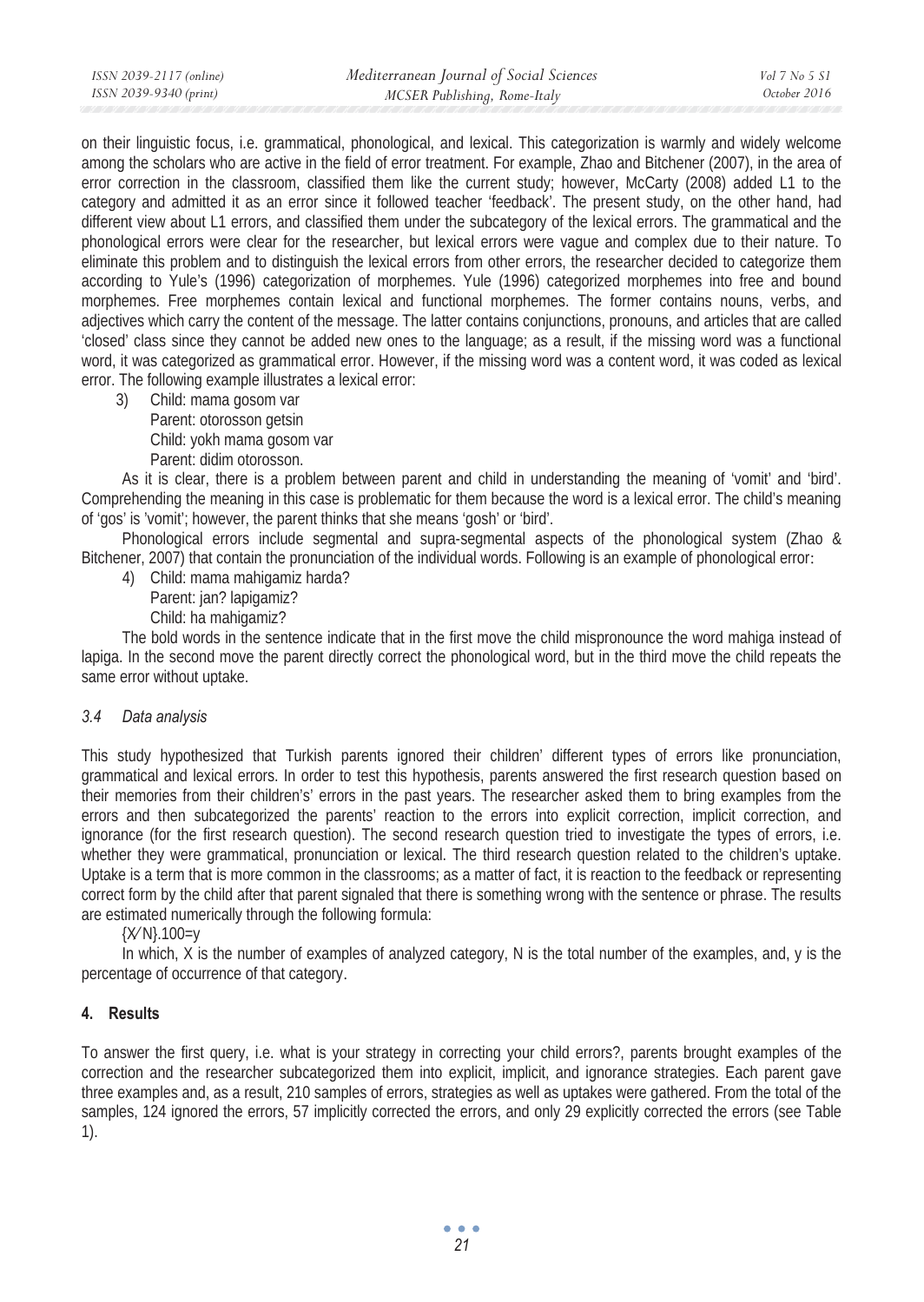on their linguistic focus, i.e. grammatical, phonological, and lexical. This categorization is warmly and widely welcome among the scholars who are active in the field of error treatment. For example, Zhao and Bitchener (2007), in the area of error correction in the classroom, classified them like the current study; however, McCarty (2008) added L1 to the category and admitted it as an error since it followed teacher 'feedback'. The present study, on the other hand, had different view about L1 errors, and classified them under the subcategory of the lexical errors. The grammatical and the phonological errors were clear for the researcher, but lexical errors were vague and complex due to their nature. To eliminate this problem and to distinguish the lexical errors from other errors, the researcher decided to categorize them according to Yule's (1996) categorization of morphemes. Yule (1996) categorized morphemes into free and bound morphemes. Free morphemes contain lexical and functional morphemes. The former contains nouns, verbs, and adjectives which carry the content of the message. The latter contains conjunctions, pronouns, and articles that are called 'closed' class since they cannot be added new ones to the language; as a result, if the missing word was a functional word, it was categorized as grammatical error. However, if the missing word was a content word, it was coded as lexical error. The following example illustrates a lexical error:

3) Child: mama gosom var
   Parent: otorosson getsin
   Child: yokh mama gosom var
   Parent: didim otorosson.

As it is clear, there is a problem between parent and child in understanding the meaning of 'vomit' and 'bird'. Comprehending the meaning in this case is problematic for them because the word is a lexical error. The child's meaning of 'gos' is 'vomit'; however, the parent thinks that she means 'gosh' or 'bird'.

Phonological errors include segmental and supra-segmental aspects of the phonological system (Zhao & Bitchener, 2007) that contain the pronunciation of the individual words. Following is an example of phonological error:

4) Child: mama mahigamiz harda?
   Parent: jan? lapigamiz?
   Child: ha mahigamiz?

The bold words in the sentence indicate that in the first move the child mispronounce the word mahiga instead of lapiga. In the second move the parent directly correct the phonological word, but in the third move the child repeats the same error without uptake.

### *3.4 Data analysis*

This study hypothesized that Turkish parents ignored their children' different types of errors like pronunciation, grammatical and lexical errors. In order to test this hypothesis, parents answered the first research question based on their memories from their children's' errors in the past years. The researcher asked them to bring examples from the errors and then subcategorized the parents' reaction to the errors into explicit correction, implicit correction, and ignorance (for the first research question). The second research question tried to investigate the types of errors, i.e. whether they were grammatical, pronunciation or lexical. The third research question related to the children's uptake. Uptake is a term that is more common in the classrooms; as a matter of fact, it is reaction to the feedback or representing correct form by the child after that parent signaled that there is something wrong with the sentence or phrase. The results are estimated numerically through the following formula:

$\{X/N\}.100=y$

In which, X is the number of examples of analyzed category, N is the total number of the examples, and, y is the percentage of occurrence of that category.

## 4. Results

To answer the first query, i.e. what is your strategy in correcting your child errors?, parents brought examples of the correction and the researcher subcategorized them into explicit, implicit, and ignorance strategies. Each parent gave three examples and, as a result, 210 samples of errors, strategies as well as uptakes were gathered. From the total of the samples, 124 ignored the errors, 57 implicitly corrected the errors, and only 29 explicitly corrected the errors (see Table 1).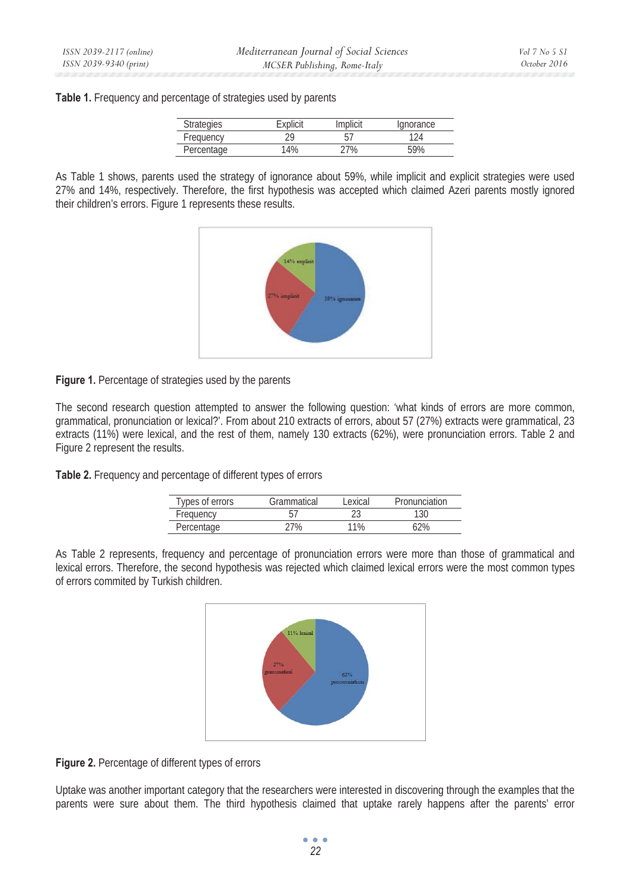**Table 1.** Frequency and percentage of strategies used by parents

| Strategies | Explicit | Implicit | Ignorance |
|---|---|---|---|
| Frequency | 29 | 57 | 124 |
| Percentage | 14% | 27% | 59% |

As Table 1 shows, parents used the strategy of ignorance about 59%, while implicit and explicit strategies were used 27% and 14%, respectively. Therefore, the first hypothesis was accepted which claimed Azeri parents mostly ignored their children's errors. Figure 1 represents these results.

**Figure 1.** Percentage of strategies used by the parents

The second research question attempted to answer the following question: 'what kinds of errors are more common, grammatical, pronunciation or lexical?'. From about 210 extracts of errors, about 57 (27%) extracts were grammatical, 23 extracts (11%) were lexical, and the rest of them, namely 130 extracts (62%), were pronunciation errors. Table 2 and Figure 2 represent the results.

**Table 2.** Frequency and percentage of different types of errors

| Types of errors | Grammatical | Lexical | Pronunciation |
|---|---|---|---|
| Frequency | 57 | 23 | 130 |
| Percentage | 27% | 11% | 62% |

As Table 2 represents, frequency and percentage of pronunciation errors were more than those of grammatical and lexical errors. Therefore, the second hypothesis was rejected which claimed lexical errors were the most common types of errors commited by Turkish children.

**Figure 2.** Percentage of different types of errors

Uptake was another important category that the researchers were interested in discovering through the examples that the parents were sure about them. The third hypothesis claimed that uptake rarely happens after the parents' error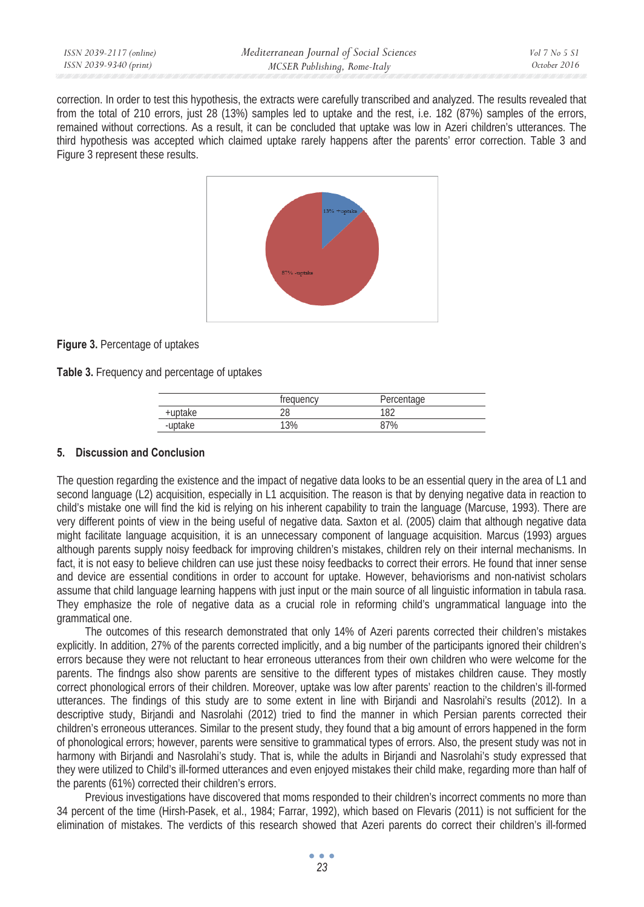correction. In order to test this hypothesis, the extracts were carefully transcribed and analyzed. The results revealed that from the total of 210 errors, just 28 (13%) samples led to uptake and the rest, i.e. 182 (87%) samples of the errors, remained without corrections. As a result, it can be concluded that uptake was low in Azeri children's utterances. The third hypothesis was accepted which claimed uptake rarely happens after the parents' error correction. Table 3 and Figure 3 represent these results.

**Figure 3.** Percentage of uptakes

**Table 3.** Frequency and percentage of uptakes

| | frequency | Percentage |
|---|---|---|
| +uptake | 28 | 182 |
| -uptake | 13% | 87% |

## 5. Discussion and Conclusion

The question regarding the existence and the impact of negative data looks to be an essential query in the area of L1 and second language (L2) acquisition, especially in L1 acquisition. The reason is that by denying negative data in reaction to child's mistake one will find the kid is relying on his inherent capability to train the language (Marcuse, 1993). There are very different points of view in the being useful of negative data. Saxton et al. (2005) claim that although negative data might facilitate language acquisition, it is an unnecessary component of language acquisition. Marcus (1993) argues although parents supply noisy feedback for improving children's mistakes, children rely on their internal mechanisms. In fact, it is not easy to believe children can use just these noisy feedbacks to correct their errors. He found that inner sense and device are essential conditions in order to account for uptake. However, behaviorisms and non-nativist scholars assume that child language learning happens with just input or the main source of all linguistic information in tabula rasa. They emphasize the role of negative data as a crucial role in reforming child's ungrammatical language into the grammatical one.

The outcomes of this research demonstrated that only 14% of Azeri parents corrected their children's mistakes explicitly. In addition, 27% of the parents corrected implicitly, and a big number of the participants ignored their children's errors because they were not reluctant to hear erroneous utterances from their own children who were welcome for the parents. The findngs also show parents are sensitive to the different types of mistakes children cause. They mostly correct phonological errors of their children. Moreover, uptake was low after parents' reaction to the children's ill-formed utterances. The findings of this study are to some extent in line with Birjandi and Nasrolahi's results (2012). In a descriptive study, Birjandi and Nasrolahi (2012) tried to find the manner in which Persian parents corrected their children's erroneous utterances. Similar to the present study, they found that a big amount of errors happened in the form of phonological errors; however, parents were sensitive to grammatical types of errors. Also, the present study was not in harmony with Birjandi and Nasrolahi's study. That is, while the adults in Birjandi and Nasrolahi's study expressed that they were utilized to Child's ill-formed utterances and even enjoyed mistakes their child make, regarding more than half of the parents (61%) corrected their children's errors.

Previous investigations have discovered that moms responded to their children's incorrect comments no more than 34 percent of the time (Hirsh-Pasek, et al., 1984; Farrar, 1992), which based on Flevaris (2011) is not sufficient for the elimination of mistakes. The verdicts of this research showed that Azeri parents do correct their children's ill-formed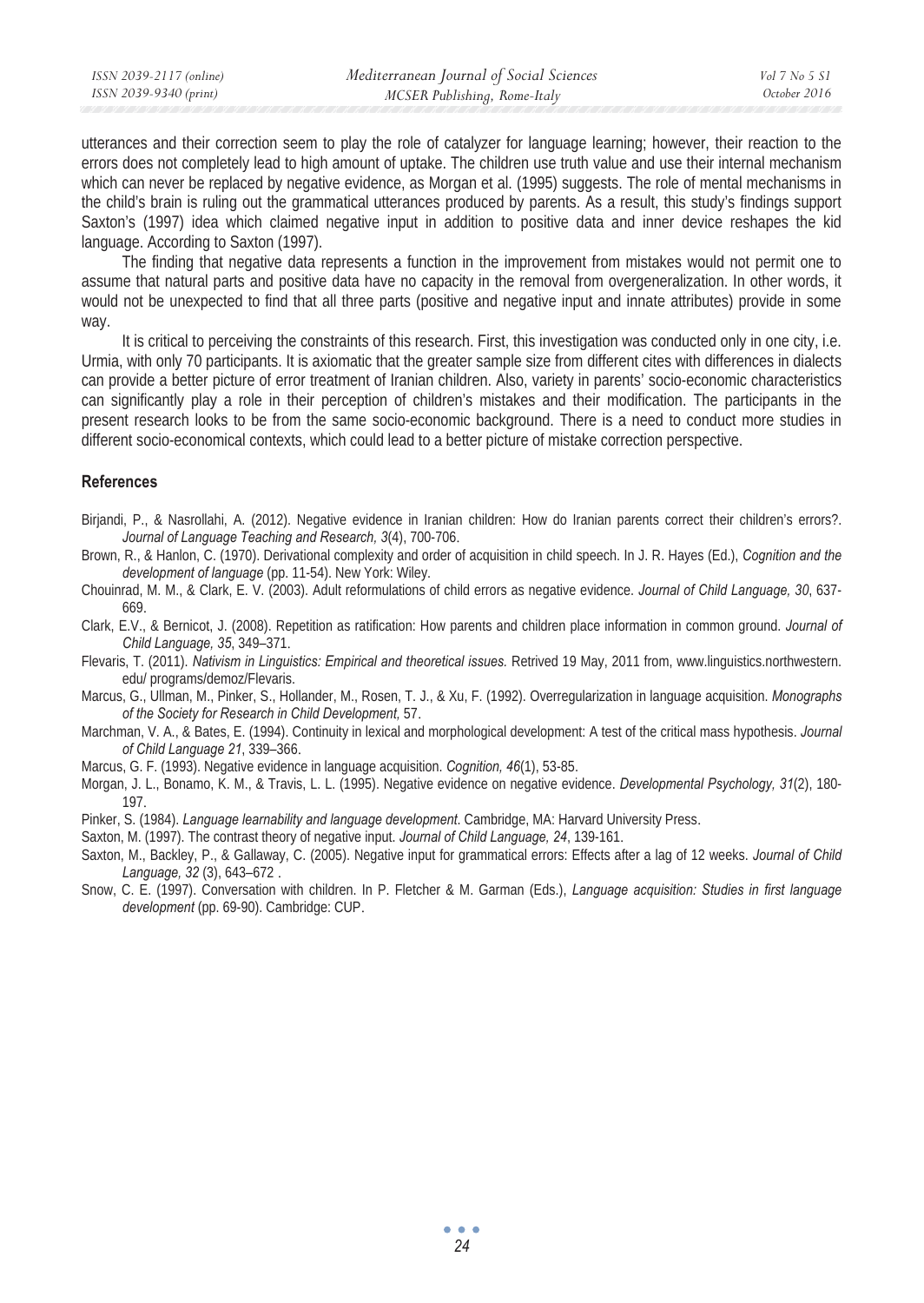utterances and their correction seem to play the role of catalyzer for language learning; however, their reaction to the errors does not completely lead to high amount of uptake. The children use truth value and use their internal mechanism which can never be replaced by negative evidence, as Morgan et al. (1995) suggests. The role of mental mechanisms in the child's brain is ruling out the grammatical utterances produced by parents. As a result, this study's findings support Saxton's (1997) idea which claimed negative input in addition to positive data and inner device reshapes the kid language. According to Saxton (1997).

The finding that negative data represents a function in the improvement from mistakes would not permit one to assume that natural parts and positive data have no capacity in the removal from overgeneralization. In other words, it would not be unexpected to find that all three parts (positive and negative input and innate attributes) provide in some way.

It is critical to perceiving the constraints of this research. First, this investigation was conducted only in one city, i.e. Urmia, with only 70 participants. It is axiomatic that the greater sample size from different cites with differences in dialects can provide a better picture of error treatment of Iranian children. Also, variety in parents' socio-economic characteristics can significantly play a role in their perception of children's mistakes and their modification. The participants in the present research looks to be from the same socio-economic background. There is a need to conduct more studies in different socio-economical contexts, which could lead to a better picture of mistake correction perspective.

## References

Birjandi, P., & Nasrollahi, A. (2012). Negative evidence in Iranian children: How do Iranian parents correct their children's errors?. *Journal of Language Teaching and Research, 3*(4), 700-706.

Brown, R., & Hanlon, C. (1970). Derivational complexity and order of acquisition in child speech. In J. R. Hayes (Ed.), *Cognition and the development of language* (pp. 11-54). New York: Wiley.

Chouinrad, M. M., & Clark, E. V. (2003). Adult reformulations of child errors as negative evidence. *Journal of Child Language, 30*, 637-669.

Clark, E.V., & Bernicot, J. (2008). Repetition as ratification: How parents and children place information in common ground. *Journal of Child Language, 35*, 349–371.

Flevaris, T. (2011). *Nativism in Linguistics: Empirical and theoretical issues.* Retrived 19 May, 2011 from, www.linguistics.northwestern.edu/ programs/demoz/Flevaris.

Marcus, G., Ullman, M., Pinker, S., Hollander, M., Rosen, T. J., & Xu, F. (1992). Overregularization in language acquisition. *Monographs of the Society for Research in Child Development,* 57.

Marchman, V. A., & Bates, E. (1994). Continuity in lexical and morphological development: A test of the critical mass hypothesis. *Journal of Child Language 21*, 339–366.

Marcus, G. F. (1993). Negative evidence in language acquisition. *Cognition, 46*(1), 53-85.

Morgan, J. L., Bonamo, K. M., & Travis, L. L. (1995). Negative evidence on negative evidence. *Developmental Psychology, 31*(2), 180-197.

Pinker, S. (1984). *Language learnability and language development*. Cambridge, MA: Harvard University Press.

Saxton, M. (1997). The contrast theory of negative input. *Journal of Child Language, 24*, 139-161.

Saxton, M., Backley, P., & Gallaway, C. (2005). Negative input for grammatical errors: Effects after a lag of 12 weeks. *Journal of Child Language, 32* (3), 643–672 .

Snow, C. E. (1997). Conversation with children. In P. Fletcher & M. Garman (Eds.), *Language acquisition: Studies in first language development* (pp. 69-90). Cambridge: CUP.